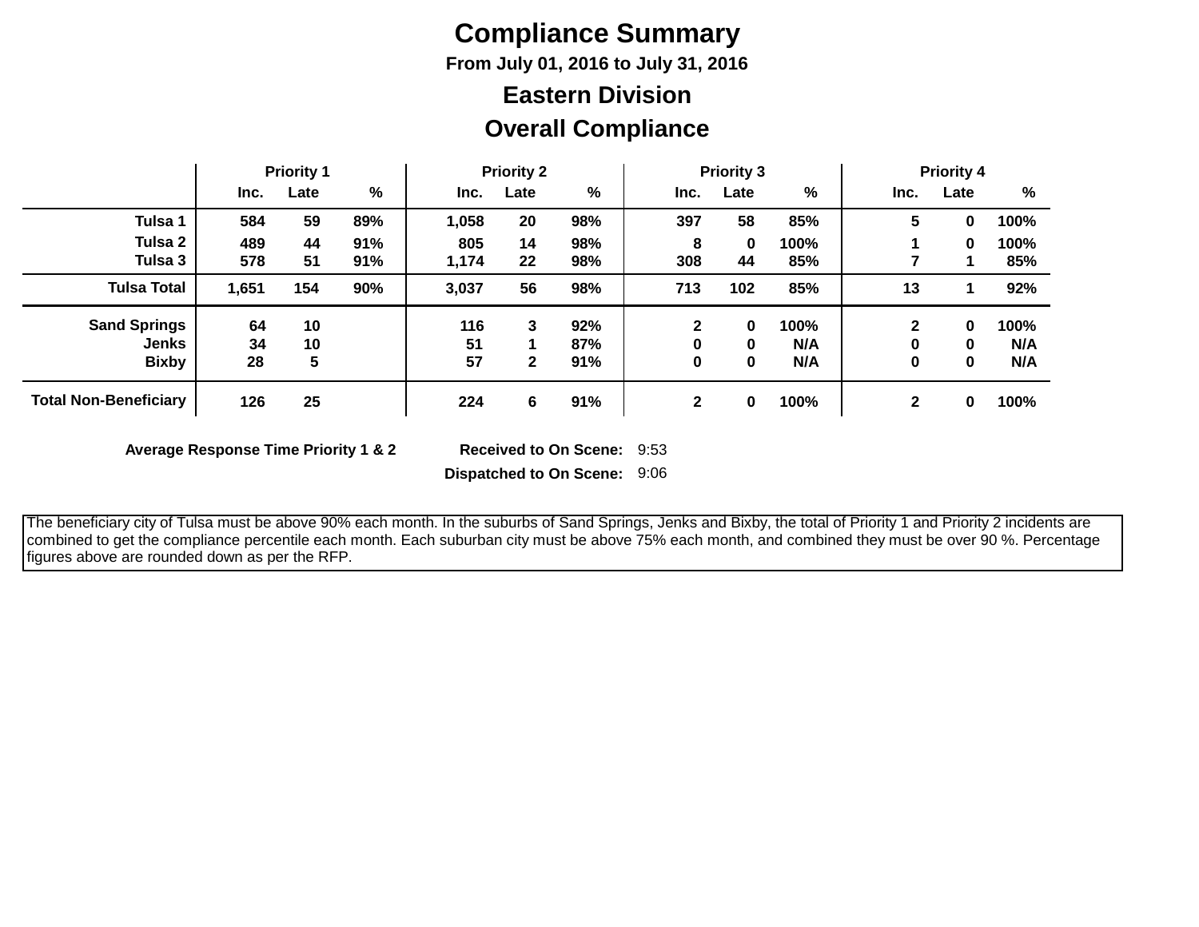# Compliance Summary

**From July 01, 2016 to July 31, 2016**

## Eastern Division

## Overall Compliance

| | Priority 1 | | | Priority 2 | | | Priority 3 | | | Priority 4 | | |
|---|---|---|---|---|---|---|---|---|---|---|---|---|
| | Inc. | Late | % | Inc. | Late | % | Inc. | Late | % | Inc. | Late | % |
| **Tulsa 1** | 584 | 59 | 89% | 1,058 | 20 | 98% | 397 | 58 | 85% | 5 | 0 | 100% |
| **Tulsa 2** | 489 | 44 | 91% | 805 | 14 | 98% | 8 | 0 | 100% | 1 | 0 | 100% |
| **Tulsa 3** | 578 | 51 | 91% | 1,174 | 22 | 98% | 308 | 44 | 85% | 7 | 1 | 85% |
| **Tulsa Total** | 1,651 | 154 | 90% | 3,037 | 56 | 98% | 713 | 102 | 85% | 13 | 1 | 92% |
| **Sand Springs** | 64 | 10 | | 116 | 3 | 92% | 2 | 0 | 100% | 2 | 0 | 100% |
| **Jenks** | 34 | 10 | | 51 | 1 | 87% | 0 | 0 | N/A | 0 | 0 | N/A |
| **Bixby** | 28 | 5 | | 57 | 2 | 91% | 0 | 0 | N/A | 0 | 0 | N/A |
| **Total Non-Beneficiary** | 126 | 25 | | 224 | 6 | 91% | 2 | 0 | 100% | 2 | 0 | 100% |

**Average Response Time Priority 1 & 2**

**Received to On Scene:** 9:53

**Dispatched to On Scene:** 9:06

The beneficiary city of Tulsa must be above 90% each month. In the suburbs of Sand Springs, Jenks and Bixby, the total of Priority 1 and Priority 2 incidents are combined to get the compliance percentile each month. Each suburban city must be above 75% each month, and combined they must be over 90 %. Percentage figures above are rounded down as per the RFP.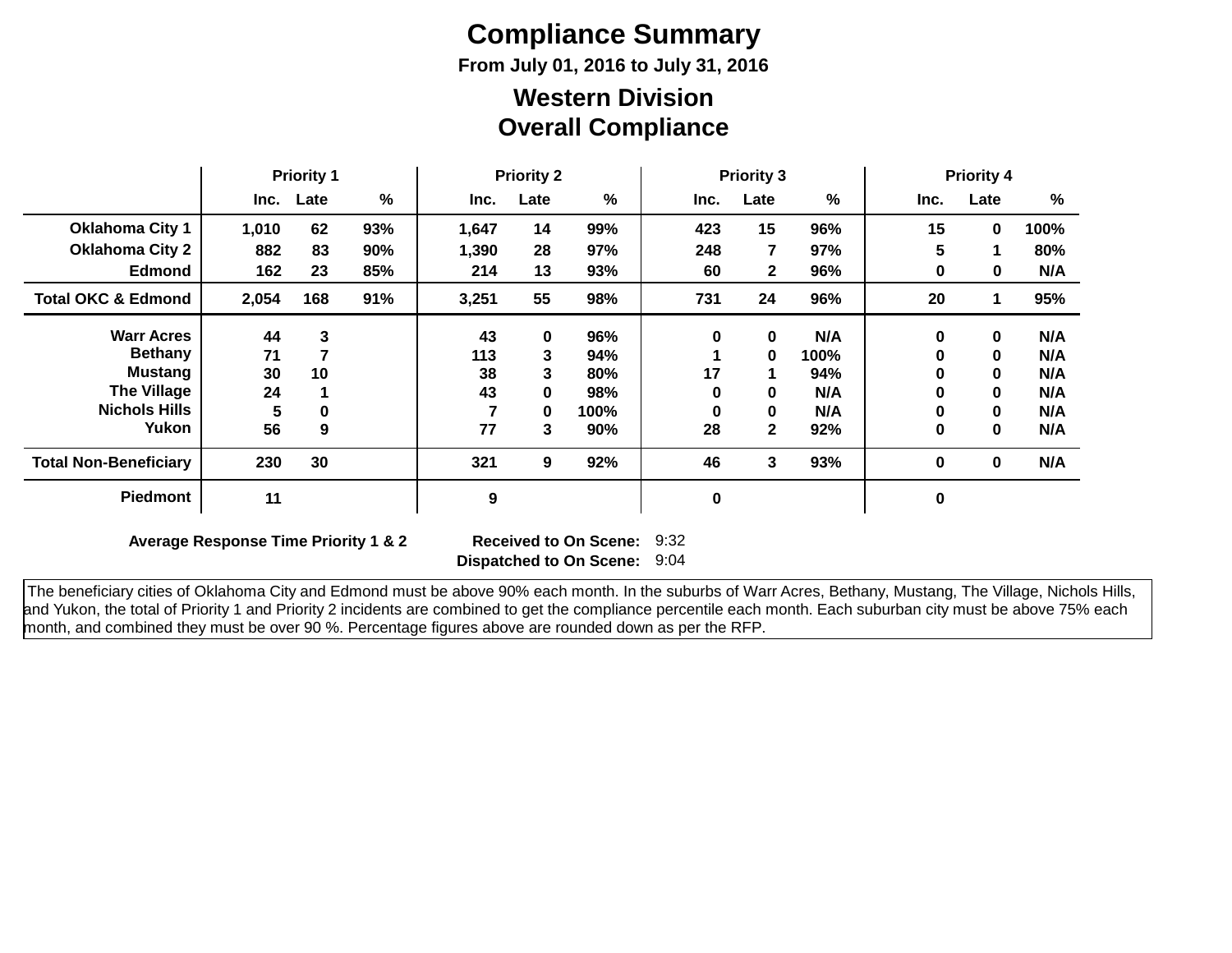# Compliance Summary

**From July 01, 2016 to July 31, 2016**

## Western Division
## Overall Compliance

| | Priority 1 | | | Priority 2 | | | Priority 3 | | | Priority 4 | | |
|---|---|---|---|---|---|---|---|---|---|---|---|---|
| | Inc. | Late | % | Inc. | Late | % | Inc. | Late | % | Inc. | Late | % |
| **Oklahoma City 1** | 1,010 | 62 | 93% | 1,647 | 14 | 99% | 423 | 15 | 96% | 15 | 0 | 100% |
| **Oklahoma City 2** | 882 | 83 | 90% | 1,390 | 28 | 97% | 248 | 7 | 97% | 5 | 1 | 80% |
| **Edmond** | 162 | 23 | 85% | 214 | 13 | 93% | 60 | 2 | 96% | 0 | 0 | N/A |
| **Total OKC & Edmond** | 2,054 | 168 | 91% | 3,251 | 55 | 98% | 731 | 24 | 96% | 20 | 1 | 95% |
| **Warr Acres** | 44 | 3 | | 43 | 0 | 96% | 0 | 0 | N/A | 0 | 0 | N/A |
| **Bethany** | 71 | 7 | | 113 | 3 | 94% | 1 | 0 | 100% | 0 | 0 | N/A |
| **Mustang** | 30 | 10 | | 38 | 3 | 80% | 17 | 1 | 94% | 0 | 0 | N/A |
| **The Village** | 24 | 1 | | 43 | 0 | 98% | 0 | 0 | N/A | 0 | 0 | N/A |
| **Nichols Hills** | 5 | 0 | | 7 | 0 | 100% | 0 | 0 | N/A | 0 | 0 | N/A |
| **Yukon** | 56 | 9 | | 77 | 3 | 90% | 28 | 2 | 92% | 0 | 0 | N/A |
| **Total Non-Beneficiary** | 230 | 30 | | 321 | 9 | 92% | 46 | 3 | 93% | 0 | 0 | N/A |
| **Piedmont** | 11 | | | 9 | | | 0 | | | 0 | | |

**Average Response Time Priority 1 & 2**

| | |
|---|---|
| **Received to On Scene:** | 9:32 |
| **Dispatched to On Scene:** | 9:04 |

The beneficiary cities of Oklahoma City and Edmond must be above 90% each month. In the suburbs of Warr Acres, Bethany, Mustang, The Village, Nichols Hills, and Yukon, the total of Priority 1 and Priority 2 incidents are combined to get the compliance percentile each month. Each suburban city must be above 75% each month, and combined they must be over 90 %. Percentage figures above are rounded down as per the RFP.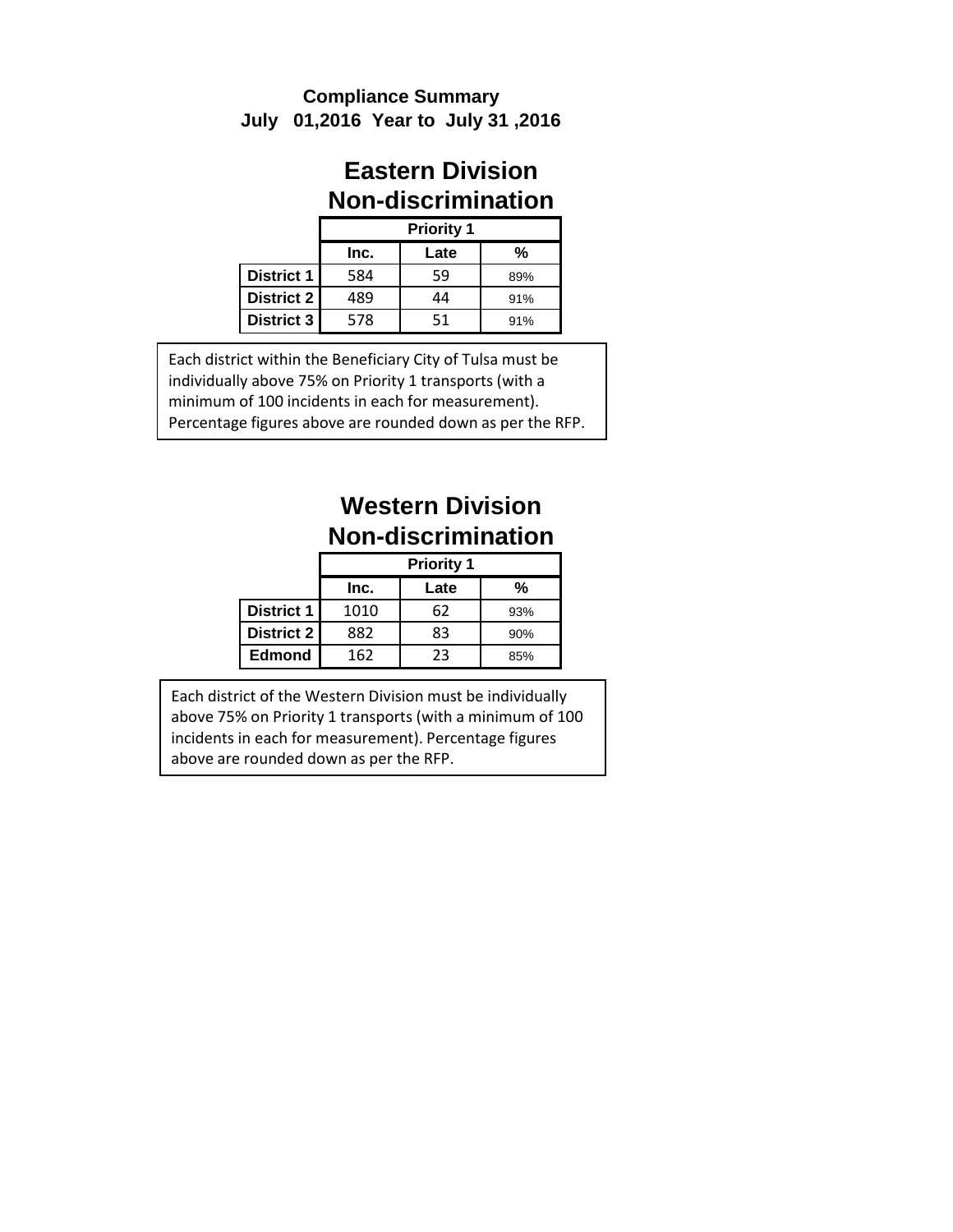**Compliance Summary**
**July 01,2016 Year to July 31 ,2016**

## Eastern Division Non-discrimination

| | Priority 1 | | |
|---|---|---|---|
| | Inc. | Late | % |
| District 1 | 584 | 59 | 89% |
| District 2 | 489 | 44 | 91% |
| District 3 | 578 | 51 | 91% |

Each district within the Beneficiary City of Tulsa must be individually above 75% on Priority 1 transports (with a minimum of 100 incidents in each for measurement). Percentage figures above are rounded down as per the RFP.

## Western Division Non-discrimination

| | Priority 1 | | |
|---|---|---|---|
| | Inc. | Late | % |
| District 1 | 1010 | 62 | 93% |
| District 2 | 882 | 83 | 90% |
| Edmond | 162 | 23 | 85% |

Each district of the Western Division must be individually above 75% on Priority 1 transports (with a minimum of 100 incidents in each for measurement). Percentage figures above are rounded down as per the RFP.